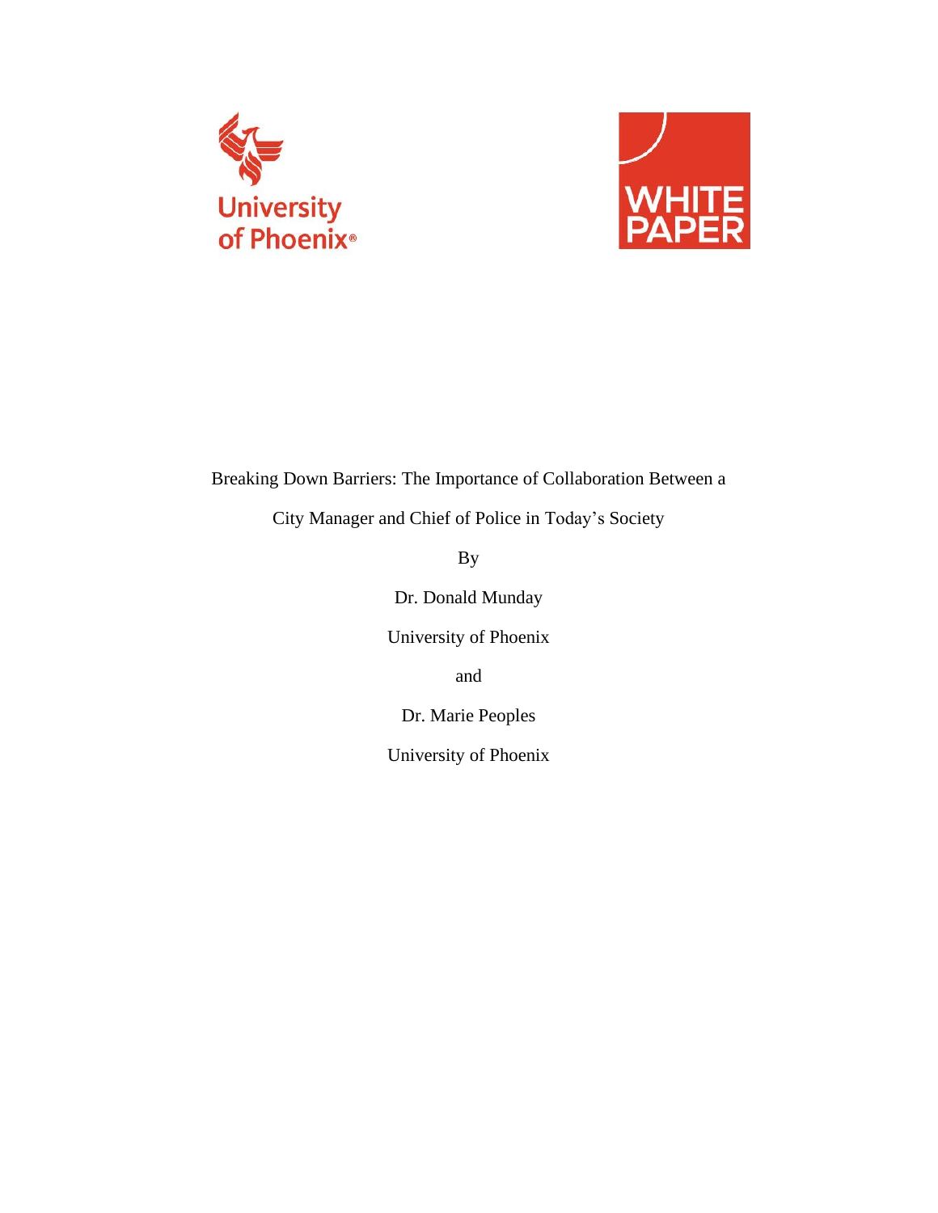University of Phoenix

WHITE PAPER

# Breaking Down Barriers: The Importance of Collaboration Between a City Manager and Chief of Police in Today's Society

By

Dr. Donald Munday

University of Phoenix

and

Dr. Marie Peoples

University of Phoenix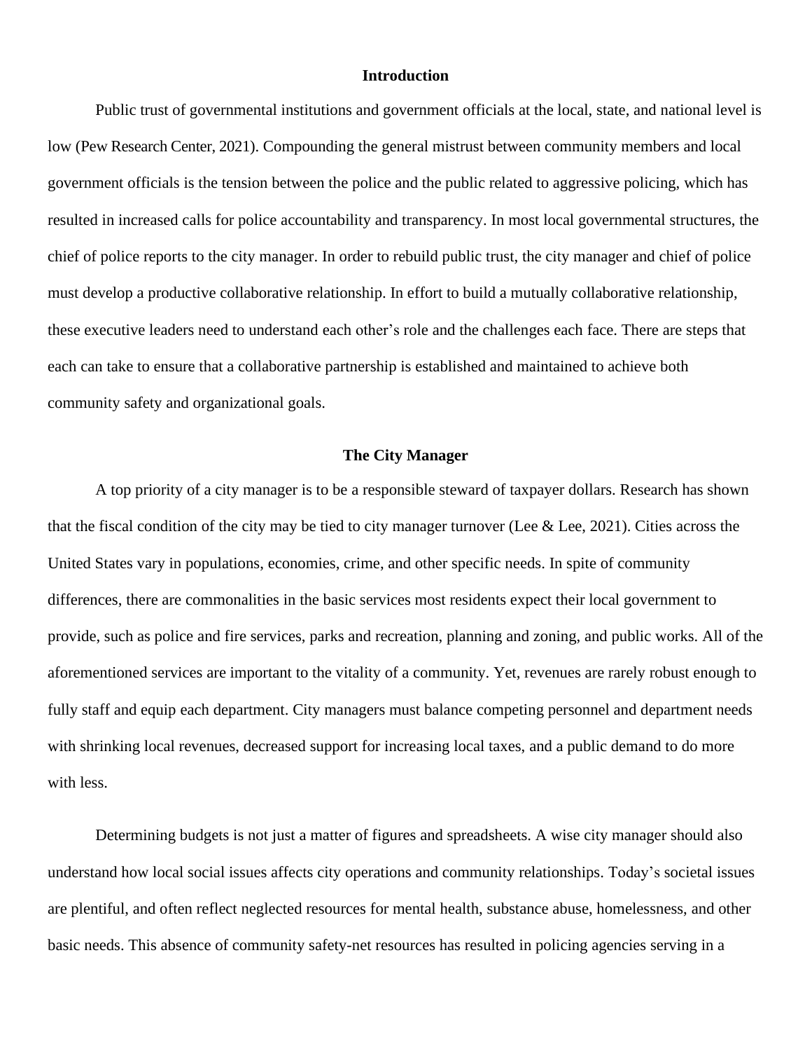## Introduction

Public trust of governmental institutions and government officials at the local, state, and national level is low (Pew Research Center, 2021). Compounding the general mistrust between community members and local government officials is the tension between the police and the public related to aggressive policing, which has resulted in increased calls for police accountability and transparency. In most local governmental structures, the chief of police reports to the city manager. In order to rebuild public trust, the city manager and chief of police must develop a productive collaborative relationship. In effort to build a mutually collaborative relationship, these executive leaders need to understand each other's role and the challenges each face. There are steps that each can take to ensure that a collaborative partnership is established and maintained to achieve both community safety and organizational goals.

## The City Manager

A top priority of a city manager is to be a responsible steward of taxpayer dollars. Research has shown that the fiscal condition of the city may be tied to city manager turnover (Lee & Lee, 2021). Cities across the United States vary in populations, economies, crime, and other specific needs. In spite of community differences, there are commonalities in the basic services most residents expect their local government to provide, such as police and fire services, parks and recreation, planning and zoning, and public works. All of the aforementioned services are important to the vitality of a community. Yet, revenues are rarely robust enough to fully staff and equip each department. City managers must balance competing personnel and department needs with shrinking local revenues, decreased support for increasing local taxes, and a public demand to do more with less.

Determining budgets is not just a matter of figures and spreadsheets. A wise city manager should also understand how local social issues affects city operations and community relationships. Today's societal issues are plentiful, and often reflect neglected resources for mental health, substance abuse, homelessness, and other basic needs. This absence of community safety-net resources has resulted in policing agencies serving in a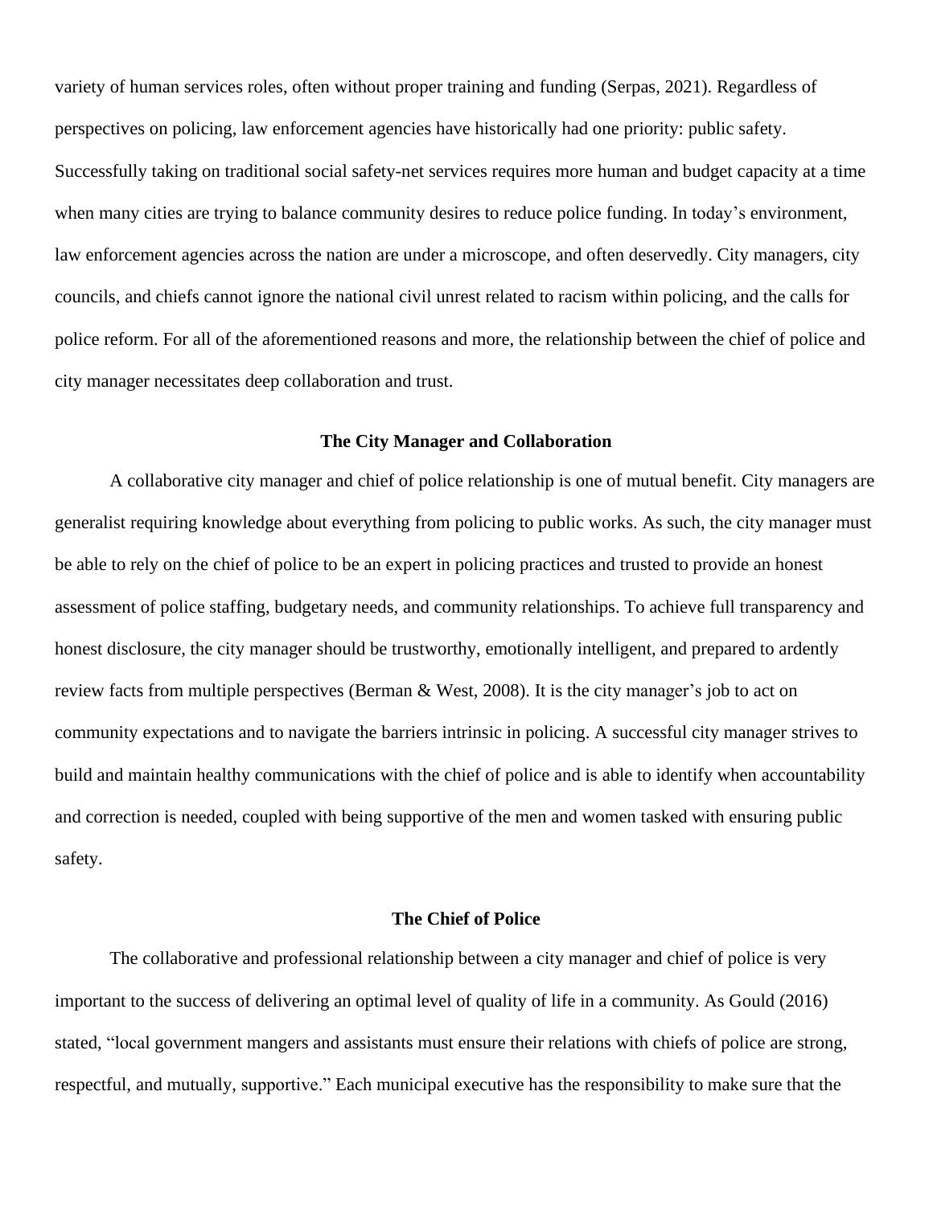variety of human services roles, often without proper training and funding (Serpas, 2021). Regardless of perspectives on policing, law enforcement agencies have historically had one priority: public safety. Successfully taking on traditional social safety-net services requires more human and budget capacity at a time when many cities are trying to balance community desires to reduce police funding. In today's environment, law enforcement agencies across the nation are under a microscope, and often deservedly. City managers, city councils, and chiefs cannot ignore the national civil unrest related to racism within policing, and the calls for police reform. For all of the aforementioned reasons and more, the relationship between the chief of police and city manager necessitates deep collaboration and trust.

## The City Manager and Collaboration

A collaborative city manager and chief of police relationship is one of mutual benefit. City managers are generalist requiring knowledge about everything from policing to public works. As such, the city manager must be able to rely on the chief of police to be an expert in policing practices and trusted to provide an honest assessment of police staffing, budgetary needs, and community relationships. To achieve full transparency and honest disclosure, the city manager should be trustworthy, emotionally intelligent, and prepared to ardently review facts from multiple perspectives (Berman & West, 2008). It is the city manager's job to act on community expectations and to navigate the barriers intrinsic in policing. A successful city manager strives to build and maintain healthy communications with the chief of police and is able to identify when accountability and correction is needed, coupled with being supportive of the men and women tasked with ensuring public safety.

## The Chief of Police

The collaborative and professional relationship between a city manager and chief of police is very important to the success of delivering an optimal level of quality of life in a community. As Gould (2016) stated, "local government mangers and assistants must ensure their relations with chiefs of police are strong, respectful, and mutually, supportive." Each municipal executive has the responsibility to make sure that the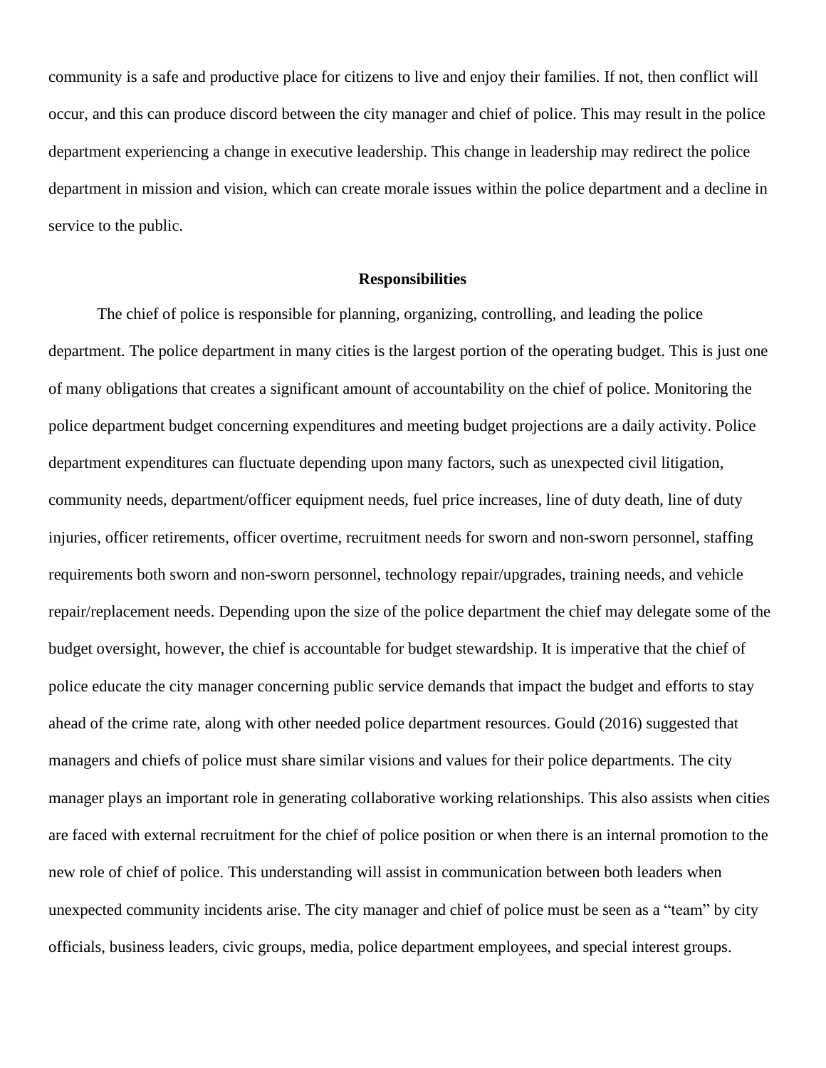community is a safe and productive place for citizens to live and enjoy their families. If not, then conflict will occur, and this can produce discord between the city manager and chief of police. This may result in the police department experiencing a change in executive leadership. This change in leadership may redirect the police department in mission and vision, which can create morale issues within the police department and a decline in service to the public.

## Responsibilities

The chief of police is responsible for planning, organizing, controlling, and leading the police department. The police department in many cities is the largest portion of the operating budget. This is just one of many obligations that creates a significant amount of accountability on the chief of police. Monitoring the police department budget concerning expenditures and meeting budget projections are a daily activity. Police department expenditures can fluctuate depending upon many factors, such as unexpected civil litigation, community needs, department/officer equipment needs, fuel price increases, line of duty death, line of duty injuries, officer retirements, officer overtime, recruitment needs for sworn and non-sworn personnel, staffing requirements both sworn and non-sworn personnel, technology repair/upgrades, training needs, and vehicle repair/replacement needs. Depending upon the size of the police department the chief may delegate some of the budget oversight, however, the chief is accountable for budget stewardship. It is imperative that the chief of police educate the city manager concerning public service demands that impact the budget and efforts to stay ahead of the crime rate, along with other needed police department resources. Gould (2016) suggested that managers and chiefs of police must share similar visions and values for their police departments. The city manager plays an important role in generating collaborative working relationships. This also assists when cities are faced with external recruitment for the chief of police position or when there is an internal promotion to the new role of chief of police. This understanding will assist in communication between both leaders when unexpected community incidents arise. The city manager and chief of police must be seen as a "team" by city officials, business leaders, civic groups, media, police department employees, and special interest groups.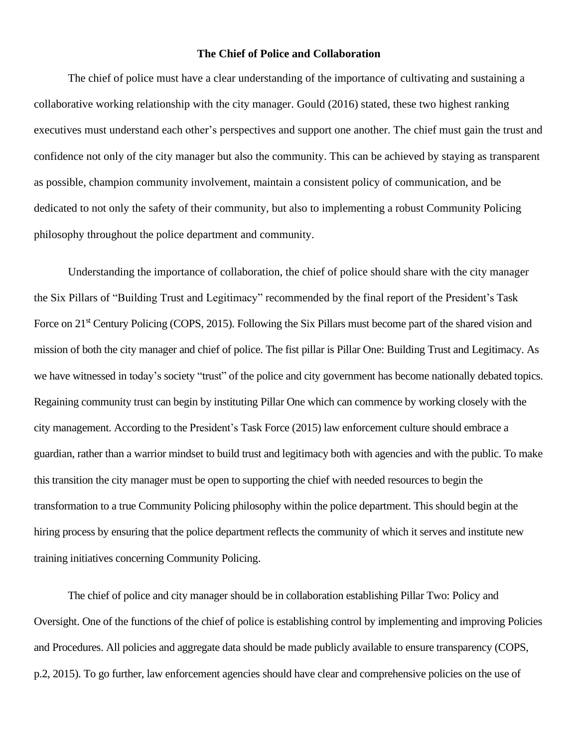# The Chief of Police and Collaboration

The chief of police must have a clear understanding of the importance of cultivating and sustaining a collaborative working relationship with the city manager. Gould (2016) stated, these two highest ranking executives must understand each other's perspectives and support one another. The chief must gain the trust and confidence not only of the city manager but also the community. This can be achieved by staying as transparent as possible, champion community involvement, maintain a consistent policy of communication, and be dedicated to not only the safety of their community, but also to implementing a robust Community Policing philosophy throughout the police department and community.

Understanding the importance of collaboration, the chief of police should share with the city manager the Six Pillars of "Building Trust and Legitimacy" recommended by the final report of the President's Task Force on 21st Century Policing (COPS, 2015). Following the Six Pillars must become part of the shared vision and mission of both the city manager and chief of police. The fist pillar is Pillar One: Building Trust and Legitimacy. As we have witnessed in today's society "trust" of the police and city government has become nationally debated topics. Regaining community trust can begin by instituting Pillar One which can commence by working closely with the city management. According to the President's Task Force (2015) law enforcement culture should embrace a guardian, rather than a warrior mindset to build trust and legitimacy both with agencies and with the public. To make this transition the city manager must be open to supporting the chief with needed resources to begin the transformation to a true Community Policing philosophy within the police department. This should begin at the hiring process by ensuring that the police department reflects the community of which it serves and institute new training initiatives concerning Community Policing.

The chief of police and city manager should be in collaboration establishing Pillar Two: Policy and Oversight. One of the functions of the chief of police is establishing control by implementing and improving Policies and Procedures. All policies and aggregate data should be made publicly available to ensure transparency (COPS, p.2, 2015). To go further, law enforcement agencies should have clear and comprehensive policies on the use of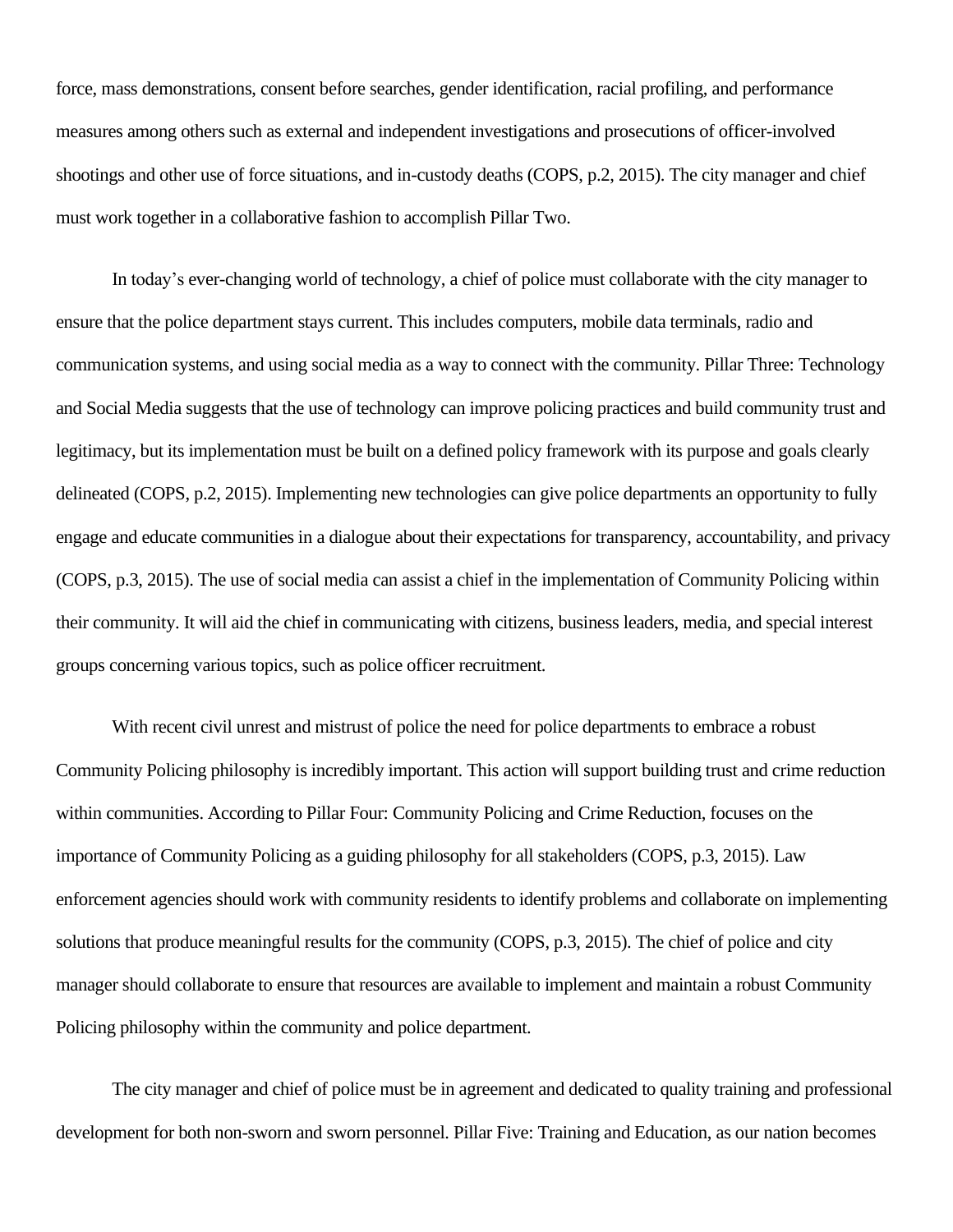force, mass demonstrations, consent before searches, gender identification, racial profiling, and performance measures among others such as external and independent investigations and prosecutions of officer-involved shootings and other use of force situations, and in-custody deaths (COPS, p.2, 2015). The city manager and chief must work together in a collaborative fashion to accomplish Pillar Two.

In today's ever-changing world of technology, a chief of police must collaborate with the city manager to ensure that the police department stays current. This includes computers, mobile data terminals, radio and communication systems, and using social media as a way to connect with the community. Pillar Three: Technology and Social Media suggests that the use of technology can improve policing practices and build community trust and legitimacy, but its implementation must be built on a defined policy framework with its purpose and goals clearly delineated (COPS, p.2, 2015). Implementing new technologies can give police departments an opportunity to fully engage and educate communities in a dialogue about their expectations for transparency, accountability, and privacy (COPS, p.3, 2015). The use of social media can assist a chief in the implementation of Community Policing within their community. It will aid the chief in communicating with citizens, business leaders, media, and special interest groups concerning various topics, such as police officer recruitment.

With recent civil unrest and mistrust of police the need for police departments to embrace a robust Community Policing philosophy is incredibly important. This action will support building trust and crime reduction within communities. According to Pillar Four: Community Policing and Crime Reduction, focuses on the importance of Community Policing as a guiding philosophy for all stakeholders (COPS, p.3, 2015). Law enforcement agencies should work with community residents to identify problems and collaborate on implementing solutions that produce meaningful results for the community (COPS, p.3, 2015). The chief of police and city manager should collaborate to ensure that resources are available to implement and maintain a robust Community Policing philosophy within the community and police department.

The city manager and chief of police must be in agreement and dedicated to quality training and professional development for both non-sworn and sworn personnel. Pillar Five: Training and Education, as our nation becomes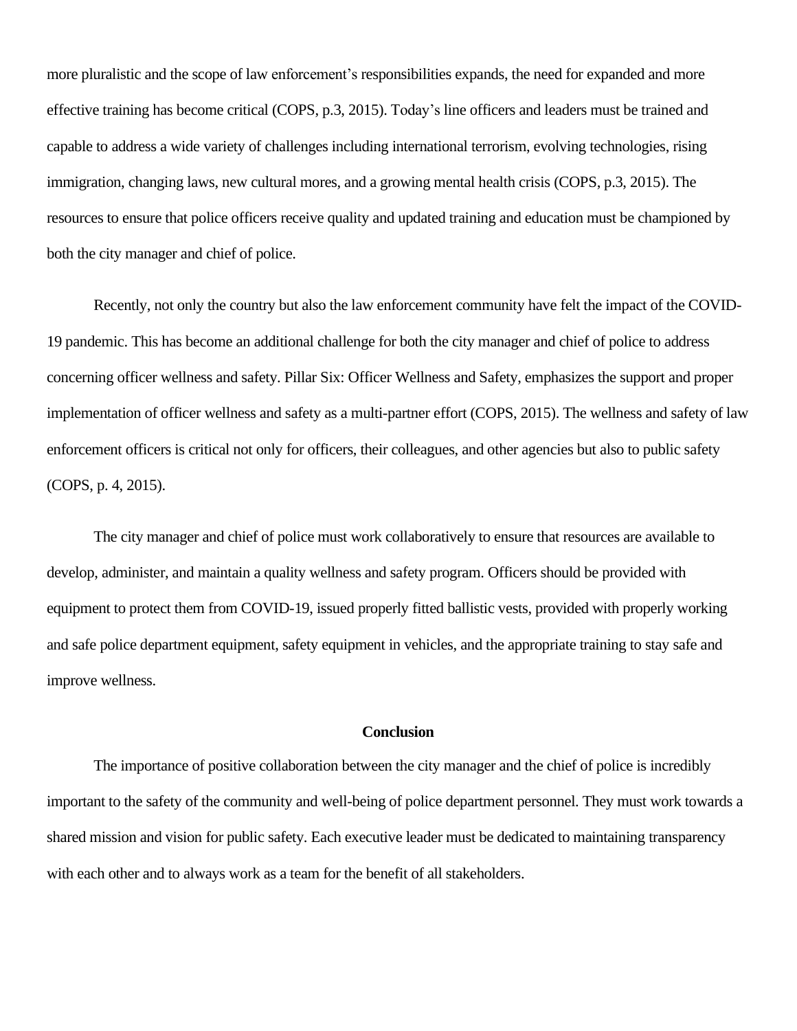more pluralistic and the scope of law enforcement's responsibilities expands, the need for expanded and more effective training has become critical (COPS, p.3, 2015). Today's line officers and leaders must be trained and capable to address a wide variety of challenges including international terrorism, evolving technologies, rising immigration, changing laws, new cultural mores, and a growing mental health crisis (COPS, p.3, 2015). The resources to ensure that police officers receive quality and updated training and education must be championed by both the city manager and chief of police.

Recently, not only the country but also the law enforcement community have felt the impact of the COVID-19 pandemic. This has become an additional challenge for both the city manager and chief of police to address concerning officer wellness and safety. Pillar Six: Officer Wellness and Safety, emphasizes the support and proper implementation of officer wellness and safety as a multi-partner effort (COPS, 2015). The wellness and safety of law enforcement officers is critical not only for officers, their colleagues, and other agencies but also to public safety (COPS, p. 4, 2015).

The city manager and chief of police must work collaboratively to ensure that resources are available to develop, administer, and maintain a quality wellness and safety program. Officers should be provided with equipment to protect them from COVID-19, issued properly fitted ballistic vests, provided with properly working and safe police department equipment, safety equipment in vehicles, and the appropriate training to stay safe and improve wellness.

## Conclusion

The importance of positive collaboration between the city manager and the chief of police is incredibly important to the safety of the community and well-being of police department personnel. They must work towards a shared mission and vision for public safety. Each executive leader must be dedicated to maintaining transparency with each other and to always work as a team for the benefit of all stakeholders.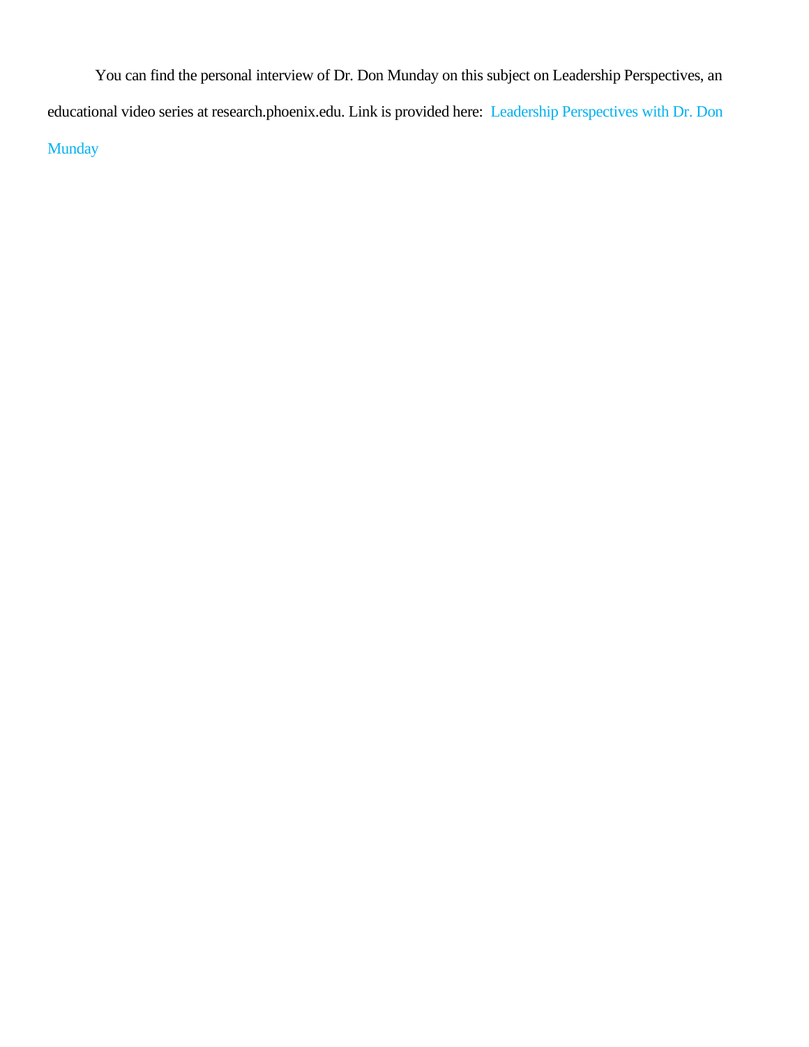You can find the personal interview of Dr. Don Munday on this subject on Leadership Perspectives, an educational video series at research.phoenix.edu. Link is provided here: Leadership Perspectives with Dr. Don Munday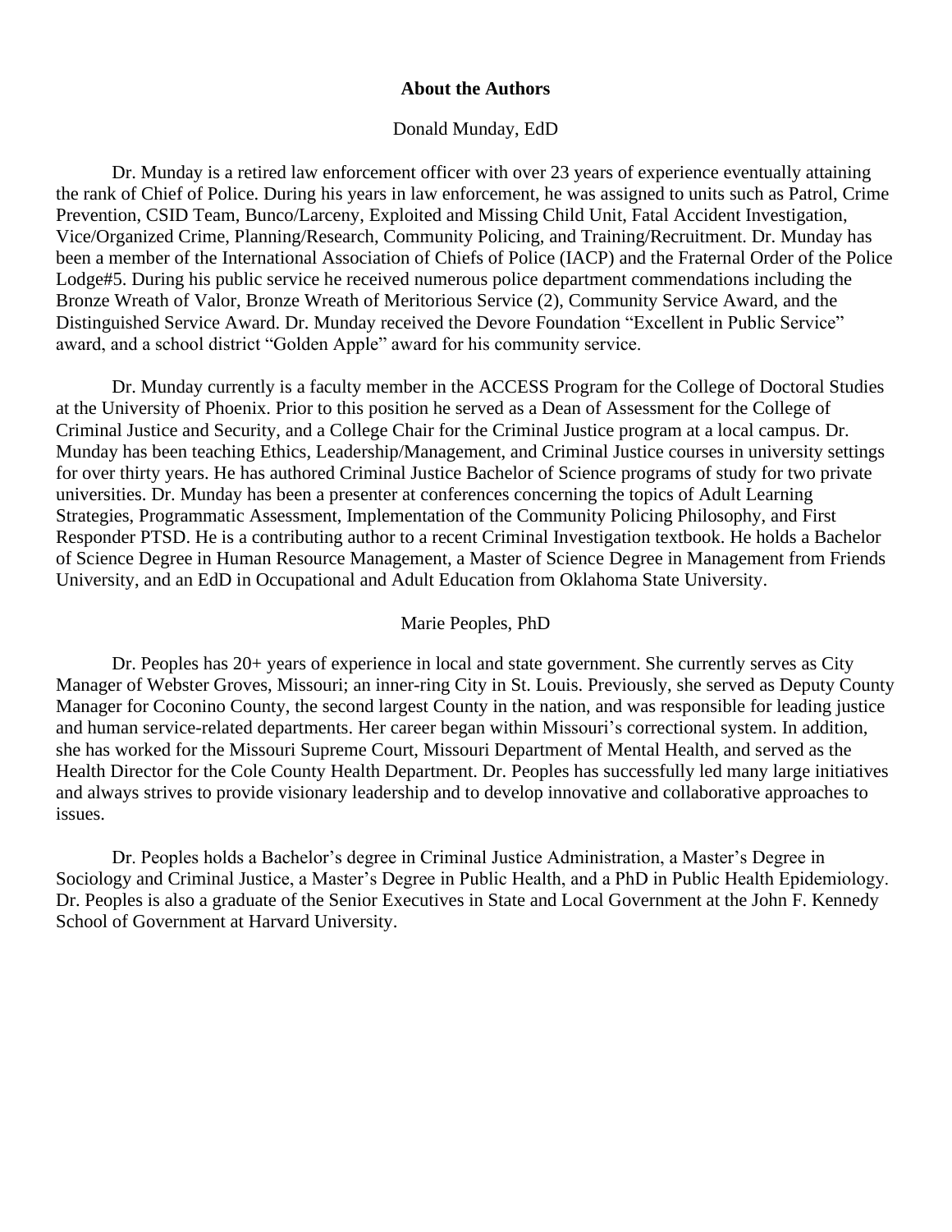## About the Authors

### Donald Munday, EdD

Dr. Munday is a retired law enforcement officer with over 23 years of experience eventually attaining the rank of Chief of Police. During his years in law enforcement, he was assigned to units such as Patrol, Crime Prevention, CSID Team, Bunco/Larceny, Exploited and Missing Child Unit, Fatal Accident Investigation, Vice/Organized Crime, Planning/Research, Community Policing, and Training/Recruitment. Dr. Munday has been a member of the International Association of Chiefs of Police (IACP) and the Fraternal Order of the Police Lodge#5. During his public service he received numerous police department commendations including the Bronze Wreath of Valor, Bronze Wreath of Meritorious Service (2), Community Service Award, and the Distinguished Service Award. Dr. Munday received the Devore Foundation "Excellent in Public Service" award, and a school district "Golden Apple" award for his community service.

Dr. Munday currently is a faculty member in the ACCESS Program for the College of Doctoral Studies at the University of Phoenix. Prior to this position he served as a Dean of Assessment for the College of Criminal Justice and Security, and a College Chair for the Criminal Justice program at a local campus. Dr. Munday has been teaching Ethics, Leadership/Management, and Criminal Justice courses in university settings for over thirty years. He has authored Criminal Justice Bachelor of Science programs of study for two private universities. Dr. Munday has been a presenter at conferences concerning the topics of Adult Learning Strategies, Programmatic Assessment, Implementation of the Community Policing Philosophy, and First Responder PTSD. He is a contributing author to a recent Criminal Investigation textbook. He holds a Bachelor of Science Degree in Human Resource Management, a Master of Science Degree in Management from Friends University, and an EdD in Occupational and Adult Education from Oklahoma State University.

### Marie Peoples, PhD

Dr. Peoples has 20+ years of experience in local and state government. She currently serves as City Manager of Webster Groves, Missouri; an inner-ring City in St. Louis. Previously, she served as Deputy County Manager for Coconino County, the second largest County in the nation, and was responsible for leading justice and human service-related departments. Her career began within Missouri's correctional system. In addition, she has worked for the Missouri Supreme Court, Missouri Department of Mental Health, and served as the Health Director for the Cole County Health Department. Dr. Peoples has successfully led many large initiatives and always strives to provide visionary leadership and to develop innovative and collaborative approaches to issues.

Dr. Peoples holds a Bachelor's degree in Criminal Justice Administration, a Master's Degree in Sociology and Criminal Justice, a Master's Degree in Public Health, and a PhD in Public Health Epidemiology. Dr. Peoples is also a graduate of the Senior Executives in State and Local Government at the John F. Kennedy School of Government at Harvard University.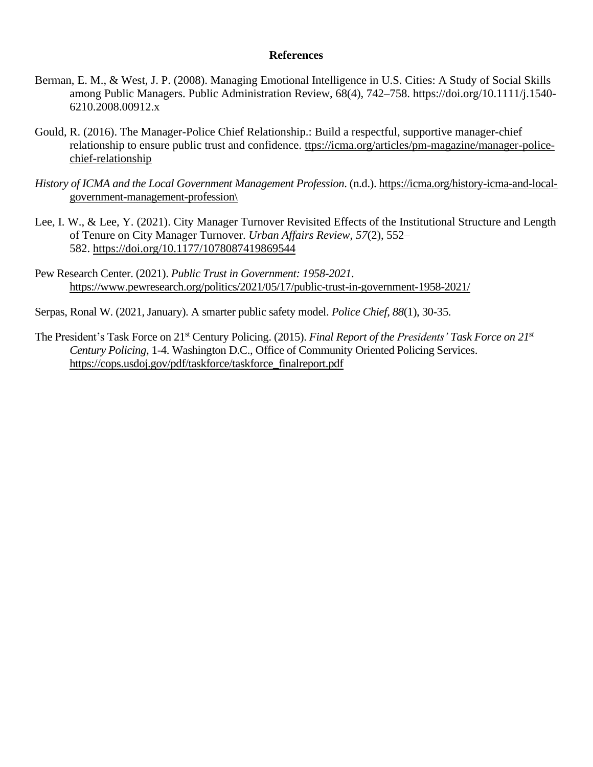**References**

Berman, E. M., & West, J. P. (2008). Managing Emotional Intelligence in U.S. Cities: A Study of Social Skills among Public Managers. Public Administration Review, 68(4), 742–758. https://doi.org/10.1111/j.1540-6210.2008.00912.x

Gould, R. (2016). The Manager-Police Chief Relationship.: Build a respectful, supportive manager-chief relationship to ensure public trust and confidence. ttps://icma.org/articles/pm-magazine/manager-police-chief-relationship

*History of ICMA and the Local Government Management Profession*. (n.d.). https://icma.org/history-icma-and-local-government-management-profession\

Lee, I. W., & Lee, Y. (2021). City Manager Turnover Revisited Effects of the Institutional Structure and Length of Tenure on City Manager Turnover. *Urban Affairs Review*, *57*(2), 552–582. https://doi.org/10.1177/1078087419869544

Pew Research Center. (2021). *Public Trust in Government: 1958-2021*. https://www.pewresearch.org/politics/2021/05/17/public-trust-in-government-1958-2021/

Serpas, Ronal W. (2021, January). A smarter public safety model. *Police Chief, 88*(1), 30-35.

The President's Task Force on 21st Century Policing. (2015). *Final Report of the Presidents' Task Force on 21st Century Policing*, 1-4. Washington D.C., Office of Community Oriented Policing Services. https://cops.usdoj.gov/pdf/taskforce/taskforce_finalreport.pdf